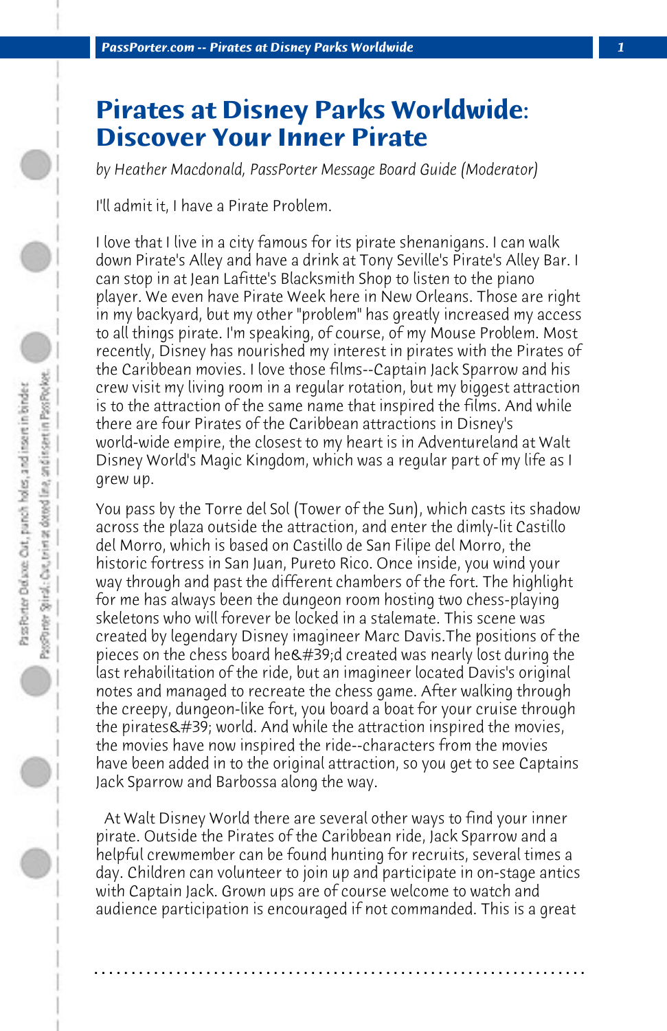# Pirates at Disney Parks Worldwide: Discover Your Inner Pirate

*by Heather Macdonald, PassPorter Message Board Guide (Moderator)*

I'll admit it, I have a Pirate Problem.

I love that I live in a city famous for its pirate shenanigans. I can walk down Pirate's Alley and have a drink at Tony Seville's Pirate's Alley Bar. I can stop in at Jean Lafitte's Blacksmith Shop to listen to the piano player. We even have Pirate Week here in New Orleans. Those are right in my backyard, but my other "problem" has greatly increased my access to all things pirate. I'm speaking, of course, of my Mouse Problem. Most recently, Disney has nourished my interest in pirates with the Pirates of the Caribbean movies. I love those films--Captain Jack Sparrow and his crew visit my living room in a regular rotation, but my biggest attraction is to the attraction of the same name that inspired the films. And while there are four Pirates of the Caribbean attractions in Disney's world-wide empire, the closest to my heart is in Adventureland at Walt Disney World's Magic Kingdom, which was a regular part of my life as I grew up.

You pass by the Torre del Sol (Tower of the Sun), which casts its shadow across the plaza outside the attraction, and enter the dimly-lit Castillo del Morro, which is based on Castillo de San Filipe del Morro, the historic fortress in San Juan, Pureto Rico. Once inside, you wind your way through and past the different chambers of the fort. The highlight for me has always been the dungeon room hosting two chess-playing skeletons who will forever be locked in a stalemate. This scene was created by legendary Disney imagineer Marc Davis.The positions of the pieces on the chess board he&#39;d created was nearly lost during the last rehabilitation of the ride, but an imagineer located Davis's original notes and managed to recreate the chess game. After walking through the creepy, dungeon-like fort, you board a boat for your cruise through the pirates&#39; world. And while the attraction inspired the movies, the movies have now inspired the ride--characters from the movies have been added in to the original attraction, so you get to see Captains Jack Sparrow and Barbossa along the way.

At Walt Disney World there are several other ways to find your inner pirate. Outside the Pirates of the Caribbean ride, Jack Sparrow and a helpful crewmember can be found hunting for recruits, several times a day. Children can volunteer to join up and participate in on-stage antics with Captain Jack. Grown ups are of course welcome to watch and audience participation is encouraged if not commanded. This is a great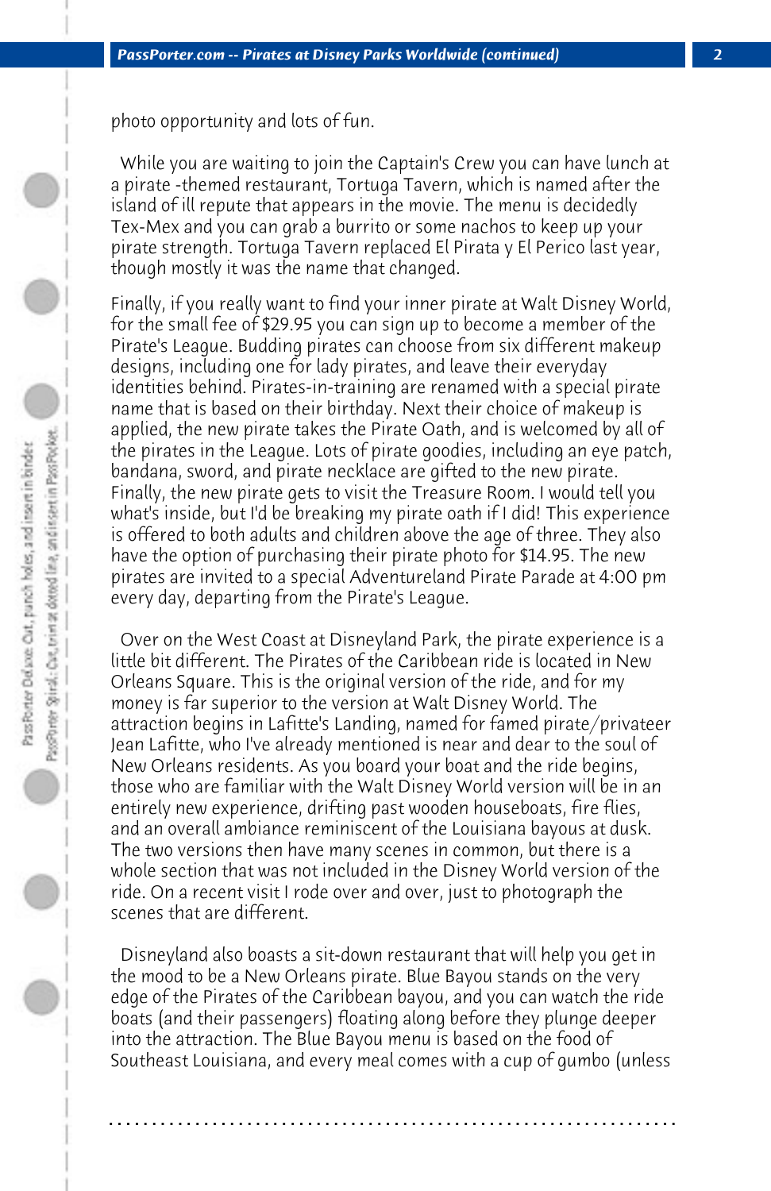photo opportunity and lots of fun.

While you are waiting to join the Captain's Crew you can have lunch at a pirate -themed restaurant, Tortuga Tavern, which is named after the island of ill repute that appears in the movie. The menu is decidedly Tex-Mex and you can grab a burrito or some nachos to keep up your pirate strength. Tortuga Tavern replaced El Pirata y El Perico last year, though mostly it was the name that changed.

Finally, if you really want to find your inner pirate at Walt Disney World, for the small fee of $29.95 you can sign up to become a member of the Pirate's League. Budding pirates can choose from six different makeup designs, including one for lady pirates, and leave their everyday identities behind. Pirates-in-training are renamed with a special pirate name that is based on their birthday. Next their choice of makeup is applied, the new pirate takes the Pirate Oath, and is welcomed by all of the pirates in the League. Lots of pirate goodies, including an eye patch, bandana, sword, and pirate necklace are gifted to the new pirate. Finally, the new pirate gets to visit the Treasure Room. I would tell you what's inside, but I'd be breaking my pirate oath if I did! This experience is offered to both adults and children above the age of three. They also have the option of purchasing their pirate photo for $14.95. The new pirates are invited to a special Adventureland Pirate Parade at 4:00 pm every day, departing from the Pirate's League.

Over on the West Coast at Disneyland Park, the pirate experience is a little bit different. The Pirates of the Caribbean ride is located in New Orleans Square. This is the original version of the ride, and for my money is far superior to the version at Walt Disney World. The attraction begins in Lafitte's Landing, named for famed pirate/privateer Jean Lafitte, who I've already mentioned is near and dear to the soul of New Orleans residents. As you board your boat and the ride begins, those who are familiar with the Walt Disney World version will be in an entirely new experience, drifting past wooden houseboats, fire flies, and an overall ambiance reminiscent of the Louisiana bayous at dusk. The two versions then have many scenes in common, but there is a whole section that was not included in the Disney World version of the ride. On a recent visit I rode over and over, just to photograph the scenes that are different.

Disneyland also boasts a sit-down restaurant that will help you get in the mood to be a New Orleans pirate. Blue Bayou stands on the very edge of the Pirates of the Caribbean bayou, and you can watch the ride boats (and their passengers) floating along before they plunge deeper into the attraction. The Blue Bayou menu is based on the food of Southeast Louisiana, and every meal comes with a cup of gumbo (unless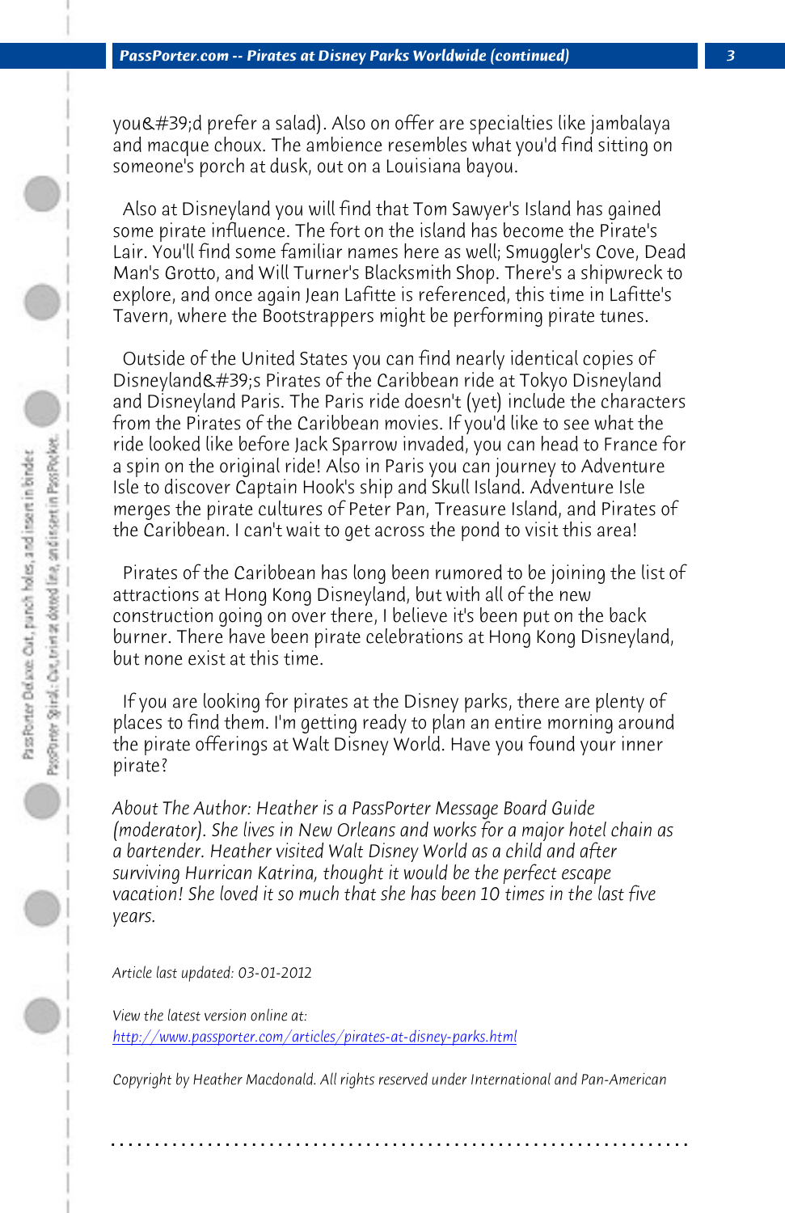you&#39;d prefer a salad). Also on offer are specialties like jambalaya and macque choux. The ambience resembles what you'd find sitting on someone's porch at dusk, out on a Louisiana bayou.

Also at Disneyland you will find that Tom Sawyer's Island has gained some pirate influence. The fort on the island has become the Pirate's Lair. You'll find some familiar names here as well; Smuggler's Cove, Dead Man's Grotto, and Will Turner's Blacksmith Shop. There's a shipwreck to explore, and once again Jean Lafitte is referenced, this time in Lafitte's Tavern, where the Bootstrappers might be performing pirate tunes.

Outside of the United States you can find nearly identical copies of Disneyland&#39;s Pirates of the Caribbean ride at Tokyo Disneyland and Disneyland Paris. The Paris ride doesn't (yet) include the characters from the Pirates of the Caribbean movies. If you'd like to see what the ride looked like before Jack Sparrow invaded, you can head to France for a spin on the original ride! Also in Paris you can journey to Adventure Isle to discover Captain Hook's ship and Skull Island. Adventure Isle merges the pirate cultures of Peter Pan, Treasure Island, and Pirates of the Caribbean. I can't wait to get across the pond to visit this area!

Pirates of the Caribbean has long been rumored to be joining the list of attractions at Hong Kong Disneyland, but with all of the new construction going on over there, I believe it's been put on the back burner. There have been pirate celebrations at Hong Kong Disneyland, but none exist at this time.

If you are looking for pirates at the Disney parks, there are plenty of places to find them. I'm getting ready to plan an entire morning around the pirate offerings at Walt Disney World. Have you found your inner pirate?

*About The Author: Heather is a PassPorter Message Board Guide (moderator). She lives in New Orleans and works for a major hotel chain as a bartender. Heather visited Walt Disney World as a child and after surviving Hurrican Katrina, thought it would be the perfect escape vacation! She loved it so much that she has been 10 times in the last five years.*

*Article last updated: 03-01-2012*

*View the latest version online at:*
*http://www.passporter.com/articles/pirates-at-disney-parks.html*

*Copyright by Heather Macdonald. All rights reserved under International and Pan-American*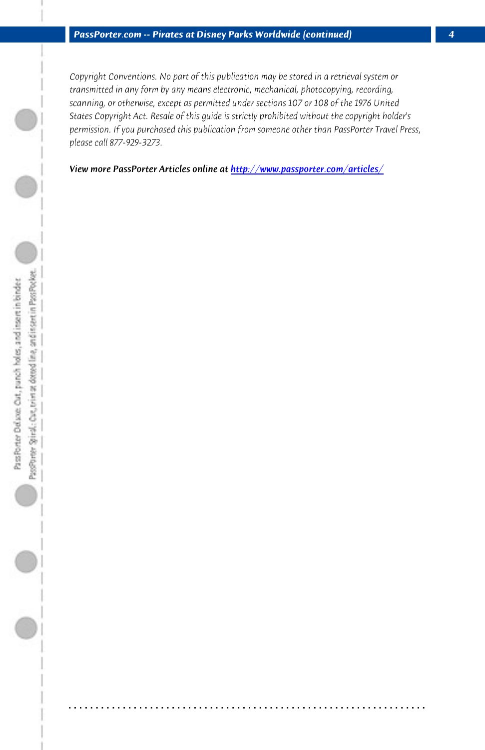*Copyright Conventions. No part of this publication may be stored in a retrieval system or transmitted in any form by any means electronic, mechanical, photocopying, recording, scanning, or otherwise, except as permitted under sections 107 or 108 of the 1976 United States Copyright Act. Resale of this guide is strictly prohibited without the copyright holder's permission. If you purchased this publication from someone other than PassPorter Travel Press, please call 877-929-3273.*

**View more PassPorter Articles online at [http://www.passporter.com/articles/](http://www.passporter.com/articles/)**